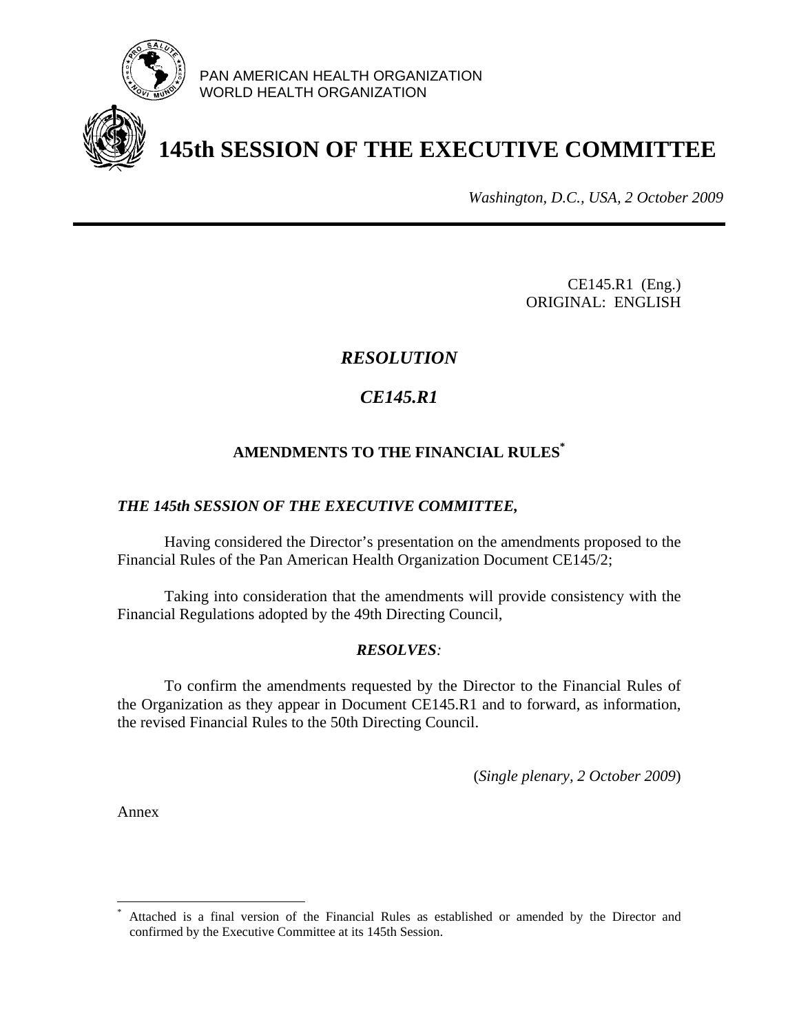PAN AMERICAN HEALTH ORGANIZATION
WORLD HEALTH ORGANIZATION

# 145th SESSION OF THE EXECUTIVE COMMITTEE

*Washington, D.C., USA, 2 October 2009*

---

CE145.R1 (Eng.)
ORIGINAL: ENGLISH

## *RESOLUTION*

## *CE145.R1*

### AMENDMENTS TO THE FINANCIAL RULES[*]

***THE 145th SESSION OF THE EXECUTIVE COMMITTEE,***

Having considered the Director's presentation on the amendments proposed to the Financial Rules of the Pan American Health Organization Document CE145/2;

Taking into consideration that the amendments will provide consistency with the Financial Regulations adopted by the 49th Directing Council,

***RESOLVES:***

To confirm the amendments requested by the Director to the Financial Rules of the Organization as they appear in Document CE145.R1 and to forward, as information, the revised Financial Rules to the 50th Directing Council.

(*Single plenary, 2 October 2009*)

Annex

---

[*] Attached is a final version of the Financial Rules as established or amended by the Director and confirmed by the Executive Committee at its 145th Session.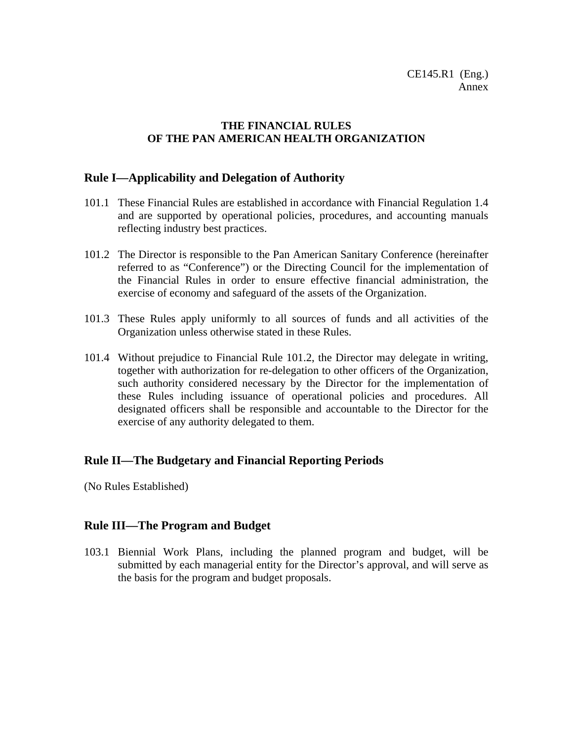CE145.R1 (Eng.)
Annex

# THE FINANCIAL RULES OF THE PAN AMERICAN HEALTH ORGANIZATION

## Rule I—Applicability and Delegation of Authority

101.1 These Financial Rules are established in accordance with Financial Regulation 1.4 and are supported by operational policies, procedures, and accounting manuals reflecting industry best practices.

101.2 The Director is responsible to the Pan American Sanitary Conference (hereinafter referred to as "Conference") or the Directing Council for the implementation of the Financial Rules in order to ensure effective financial administration, the exercise of economy and safeguard of the assets of the Organization.

101.3 These Rules apply uniformly to all sources of funds and all activities of the Organization unless otherwise stated in these Rules.

101.4 Without prejudice to Financial Rule 101.2, the Director may delegate in writing, together with authorization for re-delegation to other officers of the Organization, such authority considered necessary by the Director for the implementation of these Rules including issuance of operational policies and procedures. All designated officers shall be responsible and accountable to the Director for the exercise of any authority delegated to them.

## Rule II—The Budgetary and Financial Reporting Periods

(No Rules Established)

## Rule III—The Program and Budget

103.1 Biennial Work Plans, including the planned program and budget, will be submitted by each managerial entity for the Director's approval, and will serve as the basis for the program and budget proposals.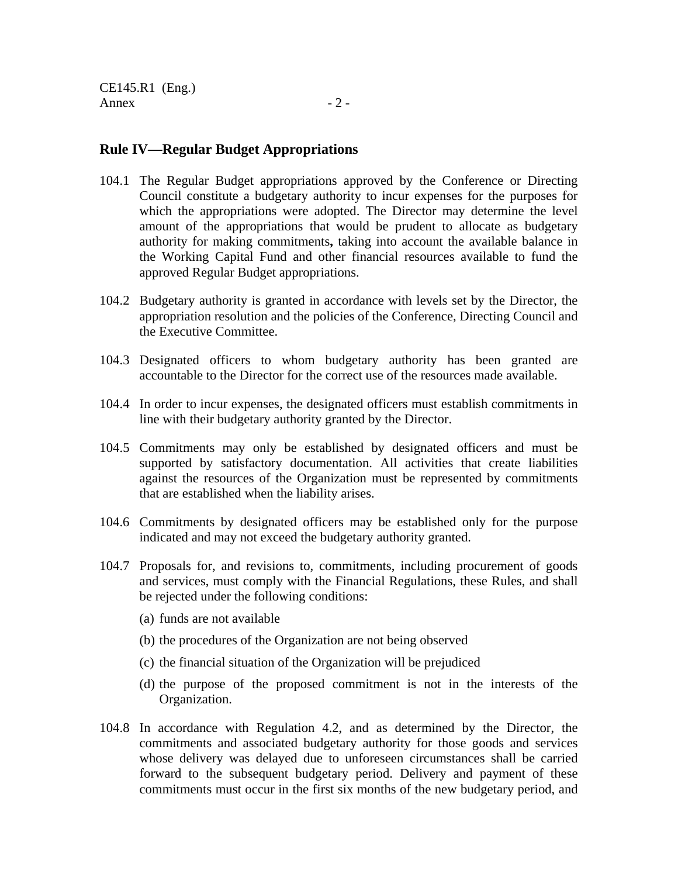## Rule IV—Regular Budget Appropriations

104.1 The Regular Budget appropriations approved by the Conference or Directing Council constitute a budgetary authority to incur expenses for the purposes for which the appropriations were adopted. The Director may determine the level amount of the appropriations that would be prudent to allocate as budgetary authority for making commitments**,** taking into account the available balance in the Working Capital Fund and other financial resources available to fund the approved Regular Budget appropriations.

104.2 Budgetary authority is granted in accordance with levels set by the Director, the appropriation resolution and the policies of the Conference, Directing Council and the Executive Committee.

104.3 Designated officers to whom budgetary authority has been granted are accountable to the Director for the correct use of the resources made available.

104.4 In order to incur expenses, the designated officers must establish commitments in line with their budgetary authority granted by the Director.

104.5 Commitments may only be established by designated officers and must be supported by satisfactory documentation. All activities that create liabilities against the resources of the Organization must be represented by commitments that are established when the liability arises.

104.6 Commitments by designated officers may be established only for the purpose indicated and may not exceed the budgetary authority granted.

104.7 Proposals for, and revisions to, commitments, including procurement of goods and services, must comply with the Financial Regulations, these Rules, and shall be rejected under the following conditions:

(a) funds are not available

(b) the procedures of the Organization are not being observed

(c) the financial situation of the Organization will be prejudiced

(d) the purpose of the proposed commitment is not in the interests of the Organization.

104.8 In accordance with Regulation 4.2, and as determined by the Director, the commitments and associated budgetary authority for those goods and services whose delivery was delayed due to unforeseen circumstances shall be carried forward to the subsequent budgetary period. Delivery and payment of these commitments must occur in the first six months of the new budgetary period, and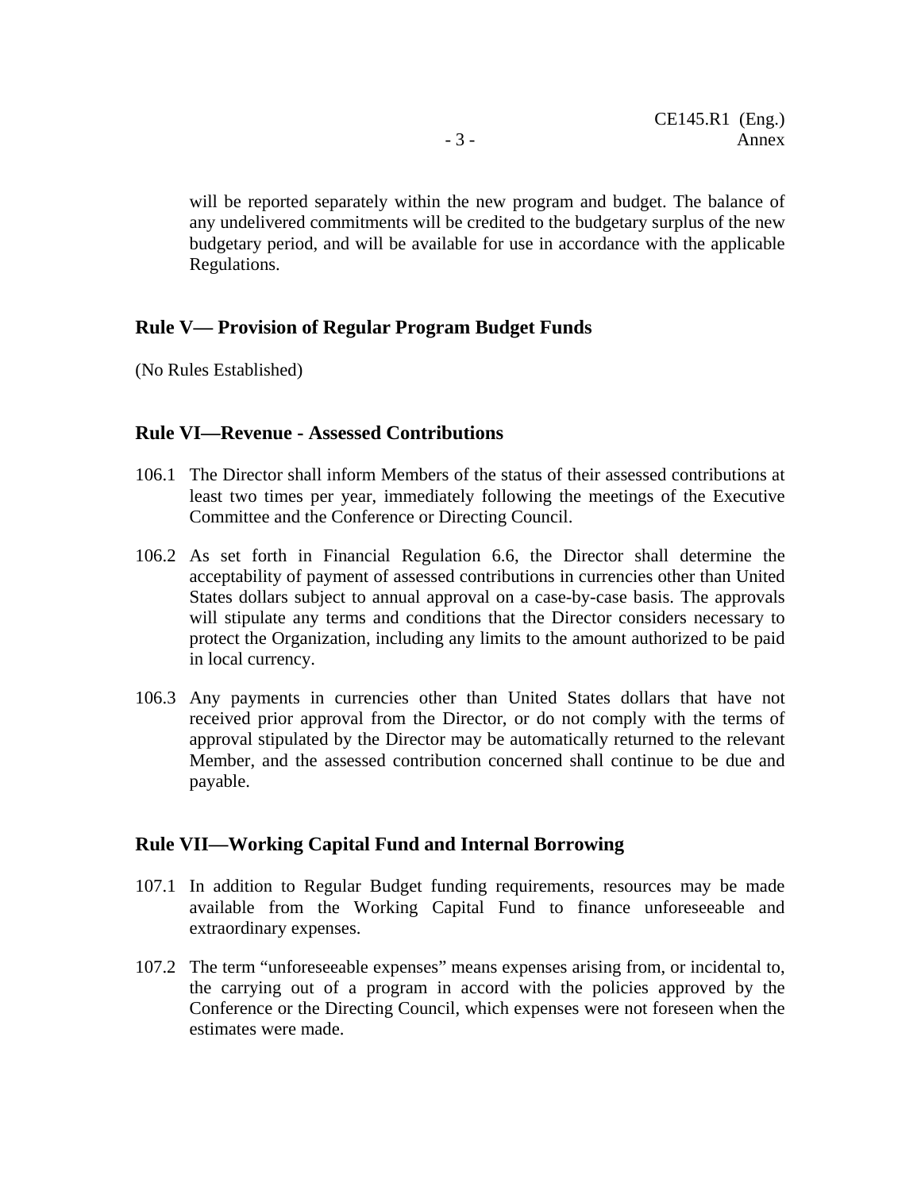will be reported separately within the new program and budget. The balance of any undelivered commitments will be credited to the budgetary surplus of the new budgetary period, and will be available for use in accordance with the applicable Regulations.

## Rule V— Provision of Regular Program Budget Funds

(No Rules Established)

## Rule VI—Revenue - Assessed Contributions

106.1 The Director shall inform Members of the status of their assessed contributions at least two times per year, immediately following the meetings of the Executive Committee and the Conference or Directing Council.

106.2 As set forth in Financial Regulation 6.6, the Director shall determine the acceptability of payment of assessed contributions in currencies other than United States dollars subject to annual approval on a case-by-case basis. The approvals will stipulate any terms and conditions that the Director considers necessary to protect the Organization, including any limits to the amount authorized to be paid in local currency.

106.3 Any payments in currencies other than United States dollars that have not received prior approval from the Director, or do not comply with the terms of approval stipulated by the Director may be automatically returned to the relevant Member, and the assessed contribution concerned shall continue to be due and payable.

## Rule VII—Working Capital Fund and Internal Borrowing

107.1 In addition to Regular Budget funding requirements, resources may be made available from the Working Capital Fund to finance unforeseeable and extraordinary expenses.

107.2 The term "unforeseeable expenses" means expenses arising from, or incidental to, the carrying out of a program in accord with the policies approved by the Conference or the Directing Council, which expenses were not foreseen when the estimates were made.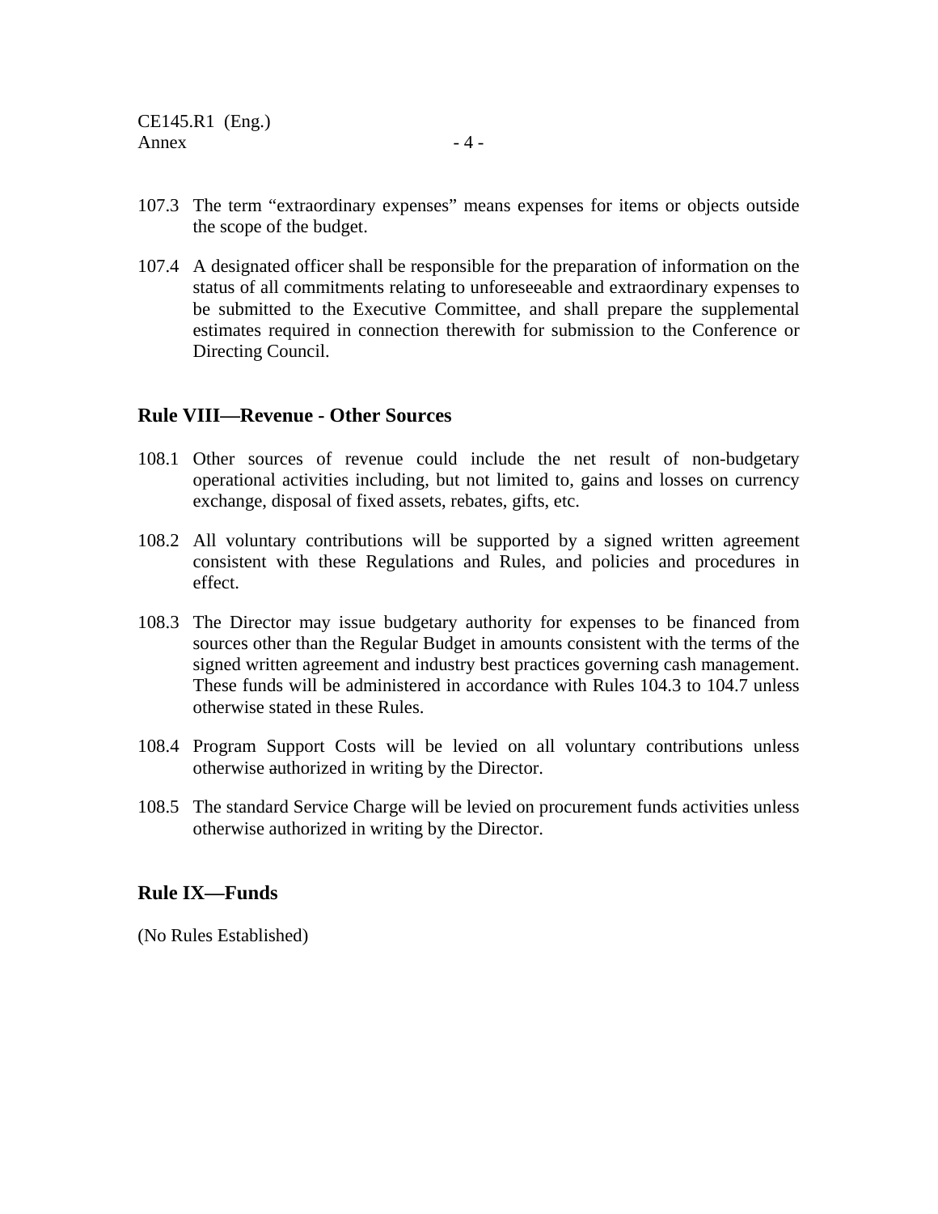107.3 The term "extraordinary expenses" means expenses for items or objects outside the scope of the budget.

107.4 A designated officer shall be responsible for the preparation of information on the status of all commitments relating to unforeseeable and extraordinary expenses to be submitted to the Executive Committee, and shall prepare the supplemental estimates required in connection therewith for submission to the Conference or Directing Council.

## Rule VIII—Revenue - Other Sources

108.1 Other sources of revenue could include the net result of non-budgetary operational activities including, but not limited to, gains and losses on currency exchange, disposal of fixed assets, rebates, gifts, etc.

108.2 All voluntary contributions will be supported by a signed written agreement consistent with these Regulations and Rules, and policies and procedures in effect.

108.3 The Director may issue budgetary authority for expenses to be financed from sources other than the Regular Budget in amounts consistent with the terms of the signed written agreement and industry best practices governing cash management. These funds will be administered in accordance with Rules 104.3 to 104.7 unless otherwise stated in these Rules.

108.4 Program Support Costs will be levied on all voluntary contributions unless otherwise authorized in writing by the Director.

108.5 The standard Service Charge will be levied on procurement funds activities unless otherwise authorized in writing by the Director.

## Rule IX—Funds

(No Rules Established)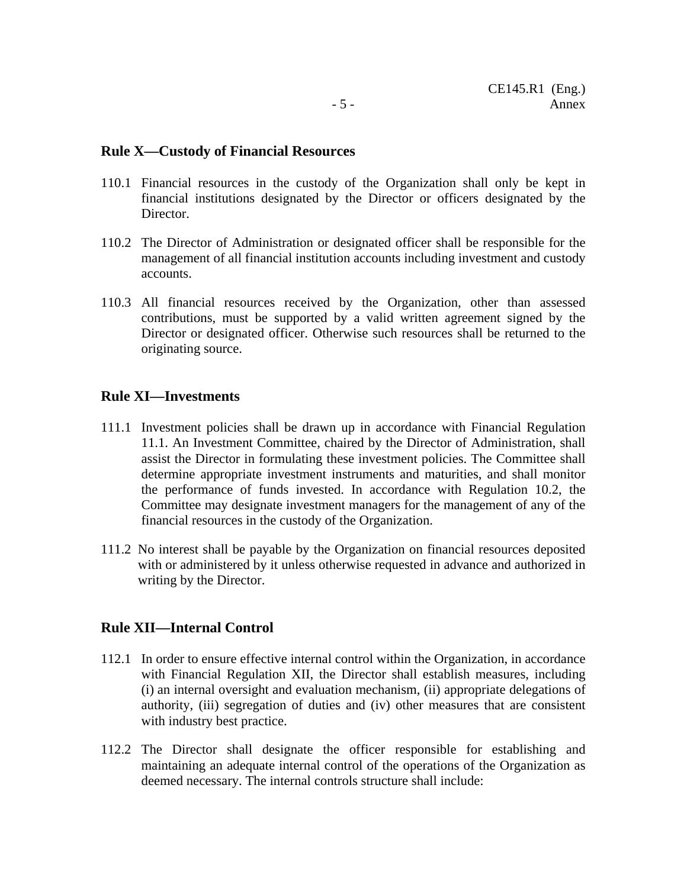## Rule X—Custody of Financial Resources

110.1 Financial resources in the custody of the Organization shall only be kept in financial institutions designated by the Director or officers designated by the Director.

110.2 The Director of Administration or designated officer shall be responsible for the management of all financial institution accounts including investment and custody accounts.

110.3 All financial resources received by the Organization, other than assessed contributions, must be supported by a valid written agreement signed by the Director or designated officer. Otherwise such resources shall be returned to the originating source.

## Rule XI—Investments

111.1 Investment policies shall be drawn up in accordance with Financial Regulation 11.1. An Investment Committee, chaired by the Director of Administration, shall assist the Director in formulating these investment policies. The Committee shall determine appropriate investment instruments and maturities, and shall monitor the performance of funds invested. In accordance with Regulation 10.2, the Committee may designate investment managers for the management of any of the financial resources in the custody of the Organization.

111.2 No interest shall be payable by the Organization on financial resources deposited with or administered by it unless otherwise requested in advance and authorized in writing by the Director.

## Rule XII—Internal Control

112.1 In order to ensure effective internal control within the Organization, in accordance with Financial Regulation XII, the Director shall establish measures, including (i) an internal oversight and evaluation mechanism, (ii) appropriate delegations of authority, (iii) segregation of duties and (iv) other measures that are consistent with industry best practice.

112.2 The Director shall designate the officer responsible for establishing and maintaining an adequate internal control of the operations of the Organization as deemed necessary. The internal controls structure shall include: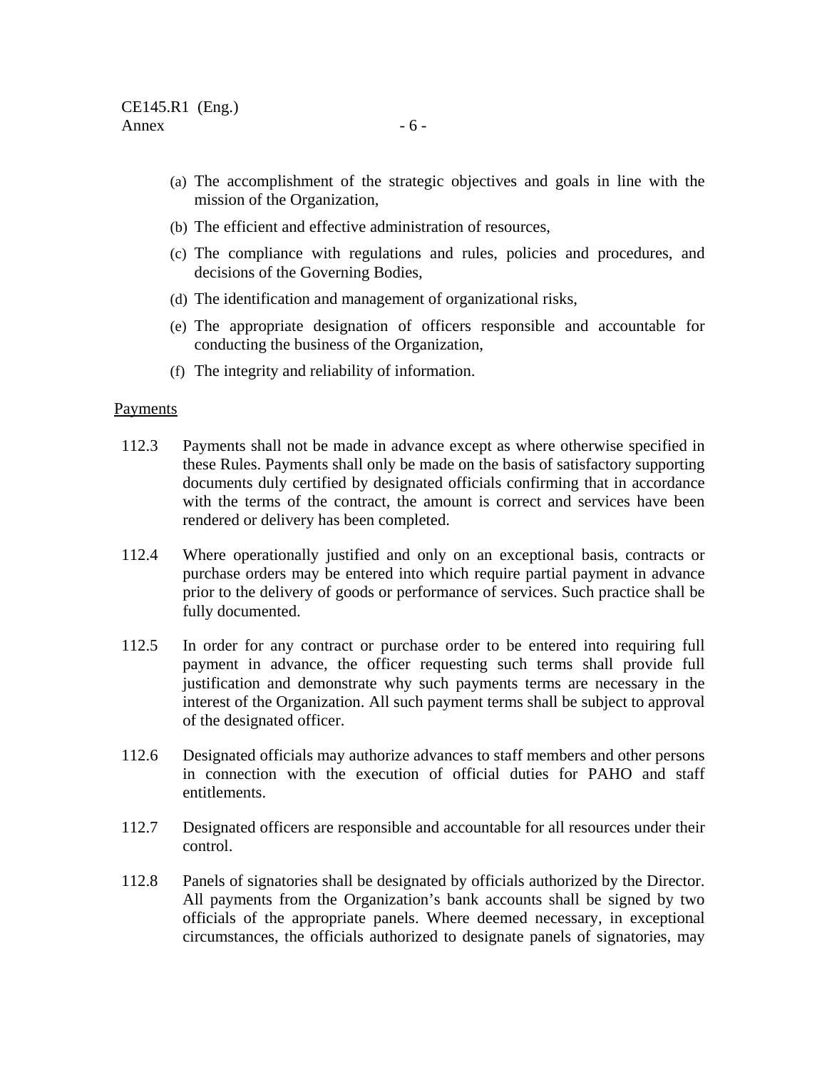(a) The accomplishment of the strategic objectives and goals in line with the mission of the Organization,

(b) The efficient and effective administration of resources,

(c) The compliance with regulations and rules, policies and procedures, and decisions of the Governing Bodies,

(d) The identification and management of organizational risks,

(e) The appropriate designation of officers responsible and accountable for conducting the business of the Organization,

(f) The integrity and reliability of information.

Payments

112.3 Payments shall not be made in advance except as where otherwise specified in these Rules. Payments shall only be made on the basis of satisfactory supporting documents duly certified by designated officials confirming that in accordance with the terms of the contract, the amount is correct and services have been rendered or delivery has been completed.

112.4 Where operationally justified and only on an exceptional basis, contracts or purchase orders may be entered into which require partial payment in advance prior to the delivery of goods or performance of services. Such practice shall be fully documented.

112.5 In order for any contract or purchase order to be entered into requiring full payment in advance, the officer requesting such terms shall provide full justification and demonstrate why such payments terms are necessary in the interest of the Organization. All such payment terms shall be subject to approval of the designated officer.

112.6 Designated officials may authorize advances to staff members and other persons in connection with the execution of official duties for PAHO and staff entitlements.

112.7 Designated officers are responsible and accountable for all resources under their control.

112.8 Panels of signatories shall be designated by officials authorized by the Director. All payments from the Organization's bank accounts shall be signed by two officials of the appropriate panels. Where deemed necessary, in exceptional circumstances, the officials authorized to designate panels of signatories, may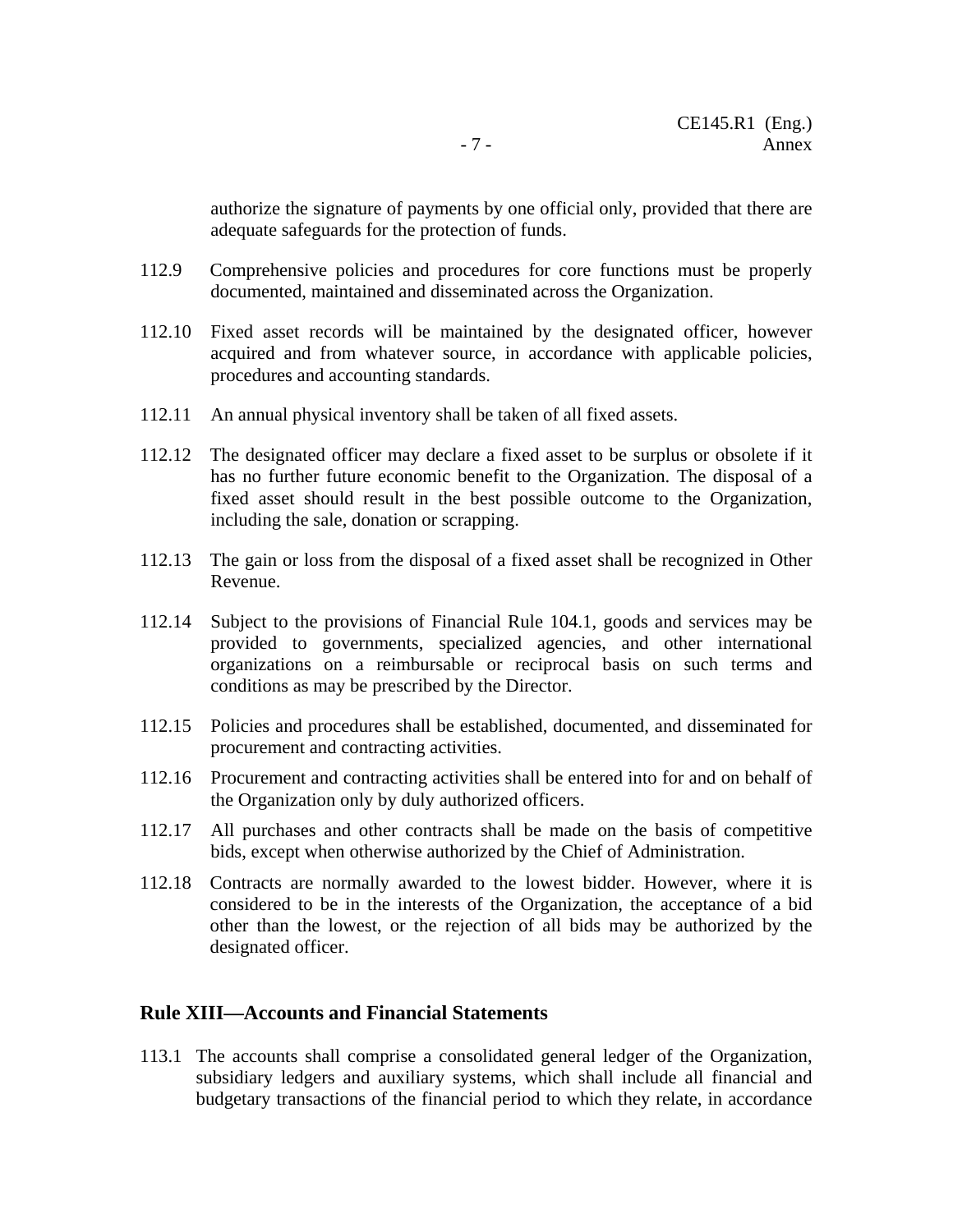authorize the signature of payments by one official only, provided that there are adequate safeguards for the protection of funds.

112.9 Comprehensive policies and procedures for core functions must be properly documented, maintained and disseminated across the Organization.

112.10 Fixed asset records will be maintained by the designated officer, however acquired and from whatever source, in accordance with applicable policies, procedures and accounting standards.

112.11 An annual physical inventory shall be taken of all fixed assets.

112.12 The designated officer may declare a fixed asset to be surplus or obsolete if it has no further future economic benefit to the Organization. The disposal of a fixed asset should result in the best possible outcome to the Organization, including the sale, donation or scrapping.

112.13 The gain or loss from the disposal of a fixed asset shall be recognized in Other Revenue.

112.14 Subject to the provisions of Financial Rule 104.1, goods and services may be provided to governments, specialized agencies, and other international organizations on a reimbursable or reciprocal basis on such terms and conditions as may be prescribed by the Director.

112.15 Policies and procedures shall be established, documented, and disseminated for procurement and contracting activities.

112.16 Procurement and contracting activities shall be entered into for and on behalf of the Organization only by duly authorized officers.

112.17 All purchases and other contracts shall be made on the basis of competitive bids, except when otherwise authorized by the Chief of Administration.

112.18 Contracts are normally awarded to the lowest bidder. However, where it is considered to be in the interests of the Organization, the acceptance of a bid other than the lowest, or the rejection of all bids may be authorized by the designated officer.

## Rule XIII—Accounts and Financial Statements

113.1 The accounts shall comprise a consolidated general ledger of the Organization, subsidiary ledgers and auxiliary systems, which shall include all financial and budgetary transactions of the financial period to which they relate, in accordance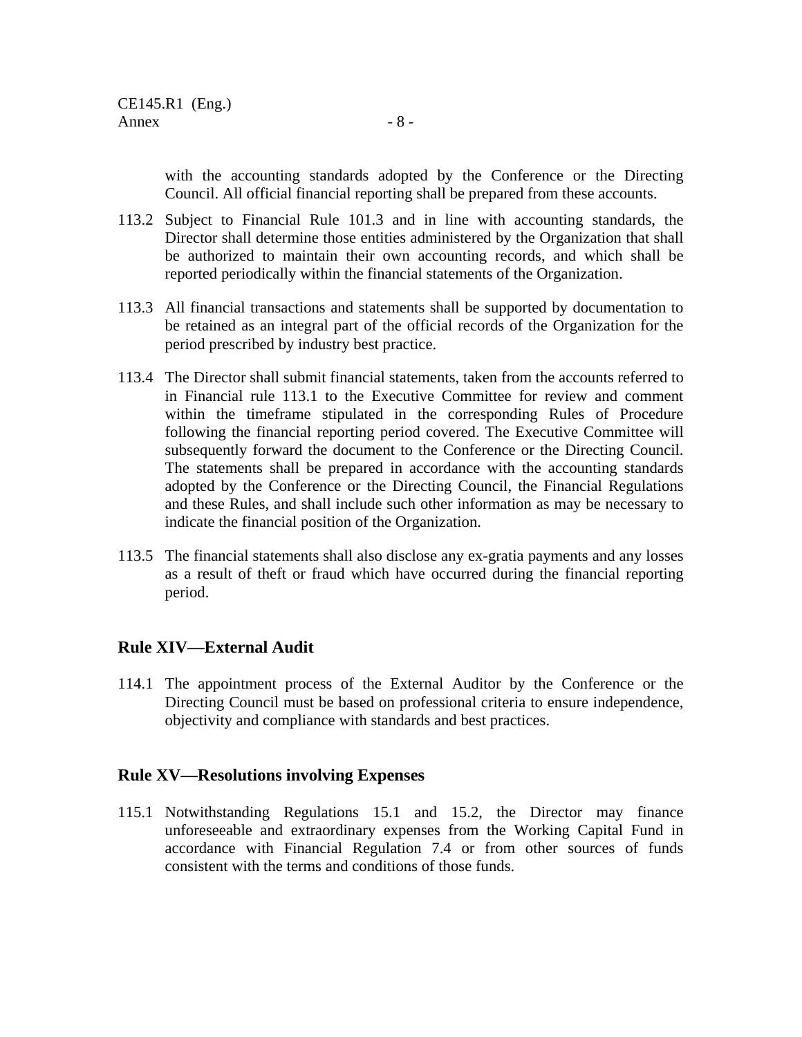with the accounting standards adopted by the Conference or the Directing Council. All official financial reporting shall be prepared from these accounts.

113.2 Subject to Financial Rule 101.3 and in line with accounting standards, the Director shall determine those entities administered by the Organization that shall be authorized to maintain their own accounting records, and which shall be reported periodically within the financial statements of the Organization.

113.3 All financial transactions and statements shall be supported by documentation to be retained as an integral part of the official records of the Organization for the period prescribed by industry best practice.

113.4 The Director shall submit financial statements, taken from the accounts referred to in Financial rule 113.1 to the Executive Committee for review and comment within the timeframe stipulated in the corresponding Rules of Procedure following the financial reporting period covered. The Executive Committee will subsequently forward the document to the Conference or the Directing Council. The statements shall be prepared in accordance with the accounting standards adopted by the Conference or the Directing Council, the Financial Regulations and these Rules, and shall include such other information as may be necessary to indicate the financial position of the Organization.

113.5 The financial statements shall also disclose any ex-gratia payments and any losses as a result of theft or fraud which have occurred during the financial reporting period.

## Rule XIV—External Audit

114.1 The appointment process of the External Auditor by the Conference or the Directing Council must be based on professional criteria to ensure independence, objectivity and compliance with standards and best practices.

## Rule XV—Resolutions involving Expenses

115.1 Notwithstanding Regulations 15.1 and 15.2, the Director may finance unforeseeable and extraordinary expenses from the Working Capital Fund in accordance with Financial Regulation 7.4 or from other sources of funds consistent with the terms and conditions of those funds.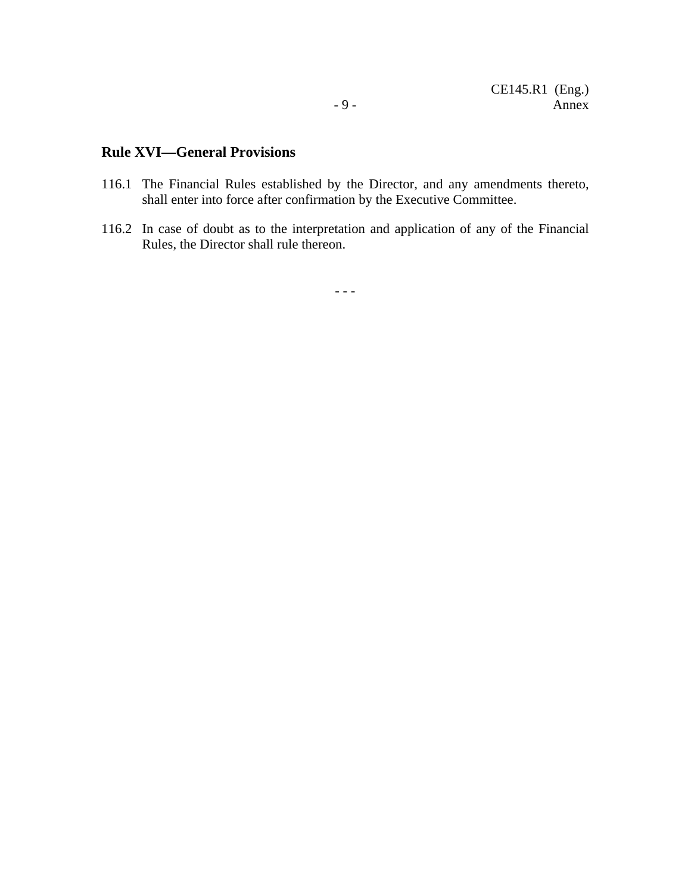## Rule XVI—General Provisions

116.1 The Financial Rules established by the Director, and any amendments thereto, shall enter into force after confirmation by the Executive Committee.

116.2 In case of doubt as to the interpretation and application of any of the Financial Rules, the Director shall rule thereon.

- - -